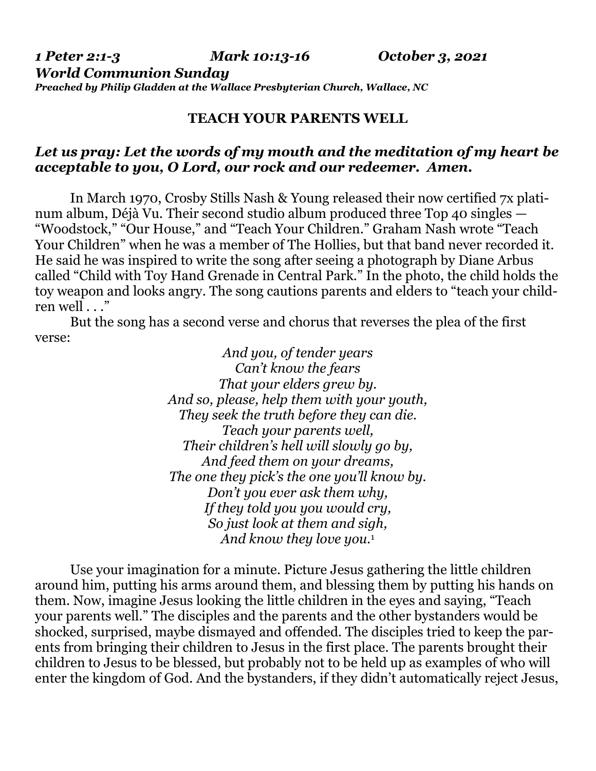***1 Peter 2:1-3 Mark 10:13-16 October 3, 2021***
***World Communion Sunday***
***Preached by Philip Gladden at the Wallace Presbyterian Church, Wallace, NC***

## TEACH YOUR PARENTS WELL

***Let us pray: Let the words of my mouth and the meditation of my heart be acceptable to you, O Lord, our rock and our redeemer. Amen.***

In March 1970, Crosby Stills Nash & Young released their now certified 7x platinum album, Déjà Vu. Their second studio album produced three Top 40 singles — "Woodstock," "Our House," and "Teach Your Children." Graham Nash wrote "Teach Your Children" when he was a member of The Hollies, but that band never recorded it. He said he was inspired to write the song after seeing a photograph by Diane Arbus called "Child with Toy Hand Grenade in Central Park." In the photo, the child holds the toy weapon and looks angry. The song cautions parents and elders to "teach your children well . . ."

But the song has a second verse and chorus that reverses the plea of the first verse:

*And you, of tender years*
*Can't know the fears*
*That your elders grew by.*
*And so, please, help them with your youth,*
*They seek the truth before they can die.*
*Teach your parents well,*
*Their children's hell will slowly go by,*
*And feed them on your dreams,*
*The one they pick's the one you'll know by.*
*Don't you ever ask them why,*
*If they told you you would cry,*
*So just look at them and sigh,*
*And know they love you.*[1]

Use your imagination for a minute. Picture Jesus gathering the little children around him, putting his arms around them, and blessing them by putting his hands on them. Now, imagine Jesus looking the little children in the eyes and saying, "Teach your parents well." The disciples and the parents and the other bystanders would be shocked, surprised, maybe dismayed and offended. The disciples tried to keep the parents from bringing their children to Jesus in the first place. The parents brought their children to Jesus to be blessed, but probably not to be held up as examples of who will enter the kingdom of God. And the bystanders, if they didn't automatically reject Jesus,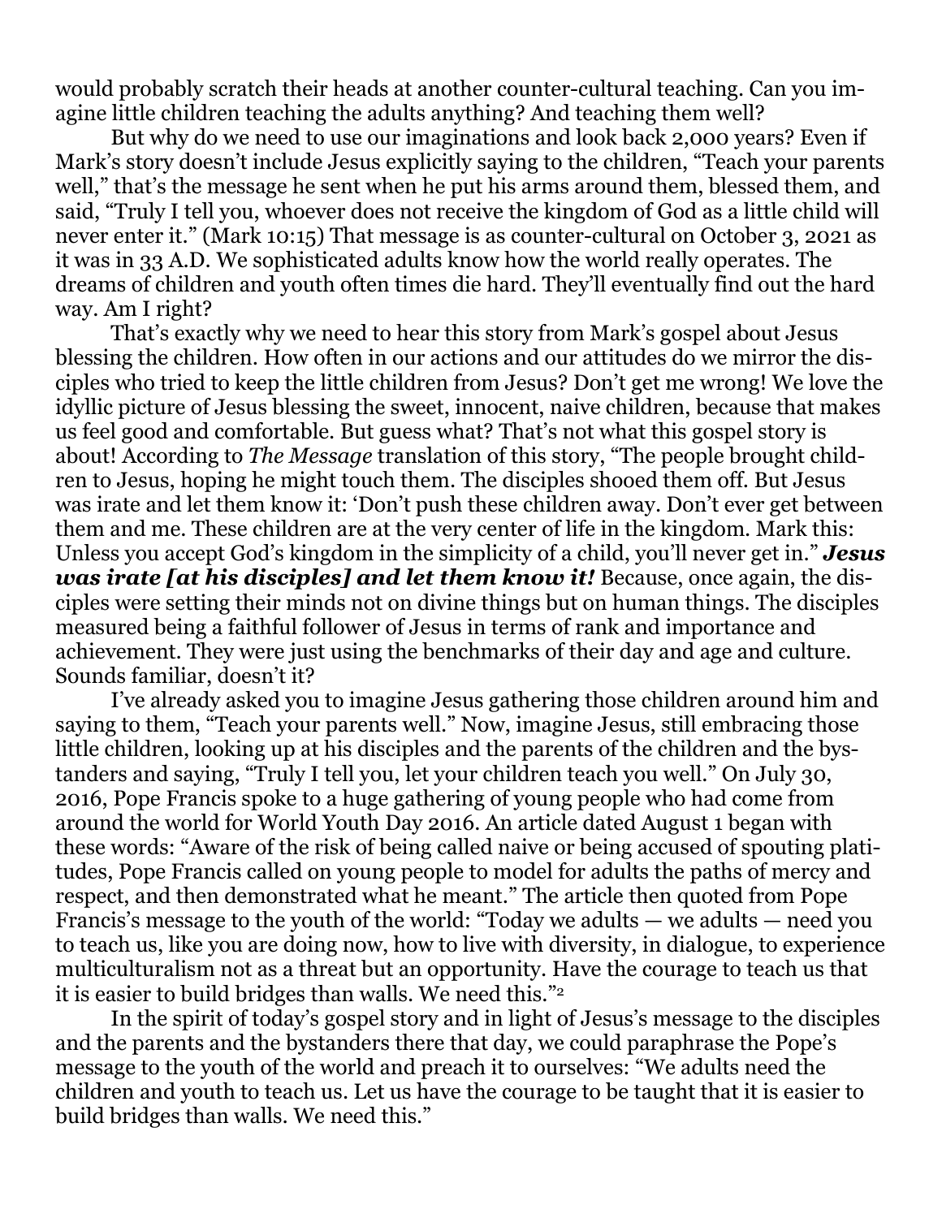would probably scratch their heads at another counter-cultural teaching. Can you imagine little children teaching the adults anything? And teaching them well?

But why do we need to use our imaginations and look back 2,000 years? Even if Mark's story doesn't include Jesus explicitly saying to the children, "Teach your parents well," that's the message he sent when he put his arms around them, blessed them, and said, "Truly I tell you, whoever does not receive the kingdom of God as a little child will never enter it." (Mark 10:15) That message is as counter-cultural on October 3, 2021 as it was in 33 A.D. We sophisticated adults know how the world really operates. The dreams of children and youth often times die hard. They'll eventually find out the hard way. Am I right?

That's exactly why we need to hear this story from Mark's gospel about Jesus blessing the children. How often in our actions and our attitudes do we mirror the disciples who tried to keep the little children from Jesus? Don't get me wrong! We love the idyllic picture of Jesus blessing the sweet, innocent, naive children, because that makes us feel good and comfortable. But guess what? That's not what this gospel story is about! According to *The Message* translation of this story, "The people brought children to Jesus, hoping he might touch them. The disciples shooed them off. But Jesus was irate and let them know it: 'Don't push these children away. Don't ever get between them and me. These children are at the very center of life in the kingdom. Mark this: Unless you accept God's kingdom in the simplicity of a child, you'll never get in." ***Jesus was irate [at his disciples] and let them know it!*** Because, once again, the disciples were setting their minds not on divine things but on human things. The disciples measured being a faithful follower of Jesus in terms of rank and importance and achievement. They were just using the benchmarks of their day and age and culture. Sounds familiar, doesn't it?

I've already asked you to imagine Jesus gathering those children around him and saying to them, "Teach your parents well." Now, imagine Jesus, still embracing those little children, looking up at his disciples and the parents of the children and the bystanders and saying, "Truly I tell you, let your children teach you well." On July 30, 2016, Pope Francis spoke to a huge gathering of young people who had come from around the world for World Youth Day 2016. An article dated August 1 began with these words: "Aware of the risk of being called naive or being accused of spouting platitudes, Pope Francis called on young people to model for adults the paths of mercy and respect, and then demonstrated what he meant." The article then quoted from Pope Francis's message to the youth of the world: "Today we adults — we adults — need you to teach us, like you are doing now, how to live with diversity, in dialogue, to experience multiculturalism not as a threat but an opportunity. Have the courage to teach us that it is easier to build bridges than walls. We need this."[2]

In the spirit of today's gospel story and in light of Jesus's message to the disciples and the parents and the bystanders there that day, we could paraphrase the Pope's message to the youth of the world and preach it to ourselves: "We adults need the children and youth to teach us. Let us have the courage to be taught that it is easier to build bridges than walls. We need this."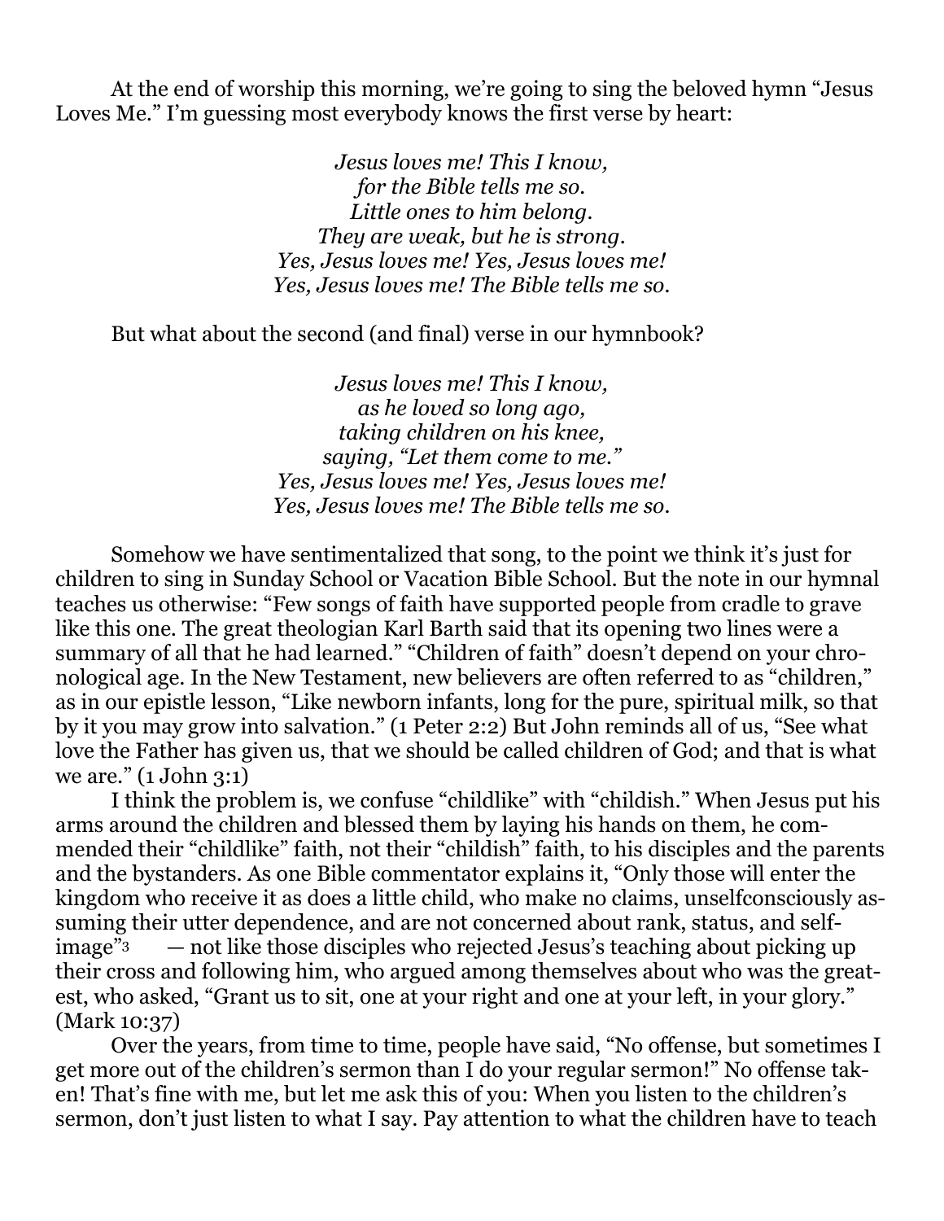At the end of worship this morning, we're going to sing the beloved hymn "Jesus Loves Me." I'm guessing most everybody knows the first verse by heart:

*Jesus loves me! This I know,*
*for the Bible tells me so.*
*Little ones to him belong.*
*They are weak, but he is strong.*
*Yes, Jesus loves me! Yes, Jesus loves me!*
*Yes, Jesus loves me! The Bible tells me so.*

But what about the second (and final) verse in our hymnbook?

*Jesus loves me! This I know,*
*as he loved so long ago,*
*taking children on his knee,*
*saying, "Let them come to me."*
*Yes, Jesus loves me! Yes, Jesus loves me!*
*Yes, Jesus loves me! The Bible tells me so.*

Somehow we have sentimentalized that song, to the point we think it's just for children to sing in Sunday School or Vacation Bible School. But the note in our hymnal teaches us otherwise: "Few songs of faith have supported people from cradle to grave like this one. The great theologian Karl Barth said that its opening two lines were a summary of all that he had learned." "Children of faith" doesn't depend on your chronological age. In the New Testament, new believers are often referred to as "children," as in our epistle lesson, "Like newborn infants, long for the pure, spiritual milk, so that by it you may grow into salvation." (1 Peter 2:2) But John reminds all of us, "See what love the Father has given us, that we should be called children of God; and that is what we are." (1 John 3:1)

I think the problem is, we confuse "childlike" with "childish." When Jesus put his arms around the children and blessed them by laying his hands on them, he commended their "childlike" faith, not their "childish" faith, to his disciples and the parents and the bystanders. As one Bible commentator explains it, "Only those will enter the kingdom who receive it as does a little child, who make no claims, unselfconsciously assuming their utter dependence, and are not concerned about rank, status, and self-image"[3] — not like those disciples who rejected Jesus's teaching about picking up their cross and following him, who argued among themselves about who was the greatest, who asked, "Grant us to sit, one at your right and one at your left, in your glory." (Mark 10:37)

Over the years, from time to time, people have said, "No offense, but sometimes I get more out of the children's sermon than I do your regular sermon!" No offense taken! That's fine with me, but let me ask this of you: When you listen to the children's sermon, don't just listen to what I say. Pay attention to what the children have to teach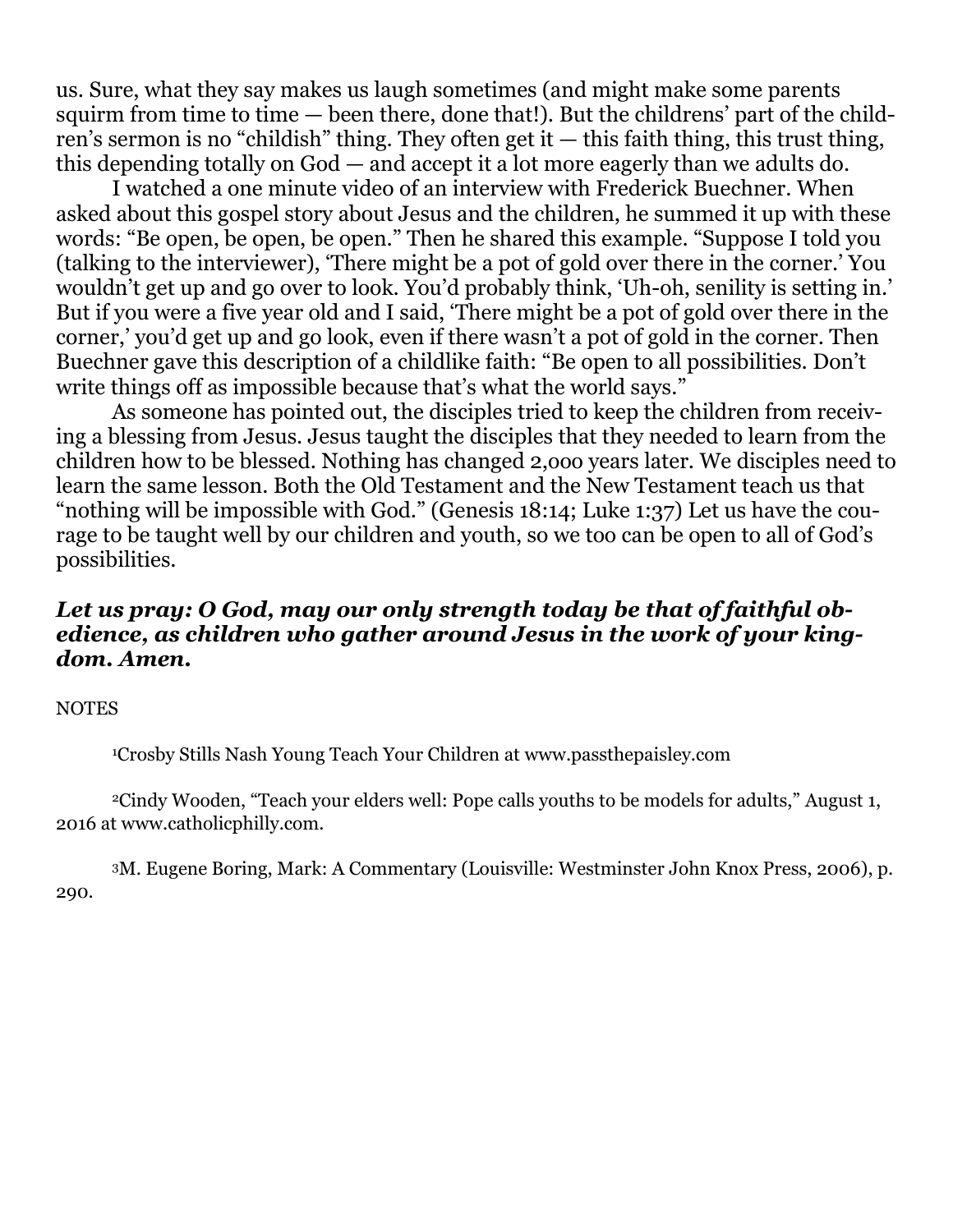us. Sure, what they say makes us laugh sometimes (and might make some parents squirm from time to time — been there, done that!). But the childrens' part of the children's sermon is no "childish" thing. They often get it — this faith thing, this trust thing, this depending totally on God — and accept it a lot more eagerly than we adults do.

I watched a one minute video of an interview with Frederick Buechner. When asked about this gospel story about Jesus and the children, he summed it up with these words: "Be open, be open, be open." Then he shared this example. "Suppose I told you (talking to the interviewer), 'There might be a pot of gold over there in the corner.' You wouldn't get up and go over to look. You'd probably think, 'Uh-oh, senility is setting in.' But if you were a five year old and I said, 'There might be a pot of gold over there in the corner,' you'd get up and go look, even if there wasn't a pot of gold in the corner. Then Buechner gave this description of a childlike faith: "Be open to all possibilities. Don't write things off as impossible because that's what the world says."

As someone has pointed out, the disciples tried to keep the children from receiving a blessing from Jesus. Jesus taught the disciples that they needed to learn from the children how to be blessed. Nothing has changed 2,000 years later. We disciples need to learn the same lesson. Both the Old Testament and the New Testament teach us that "nothing will be impossible with God." (Genesis 18:14; Luke 1:37) Let us have the courage to be taught well by our children and youth, so we too can be open to all of God's possibilities.

***Let us pray: O God, may our only strength today be that of faithful obedience, as children who gather around Jesus in the work of your kingdom. Amen.***

NOTES

[1]Crosby Stills Nash Young Teach Your Children at www.passthepaisley.com

[2]Cindy Wooden, "Teach your elders well: Pope calls youths to be models for adults," August 1, 2016 at www.catholicphilly.com.

[3]M. Eugene Boring, Mark: A Commentary (Louisville: Westminster John Knox Press, 2006), p. 290.